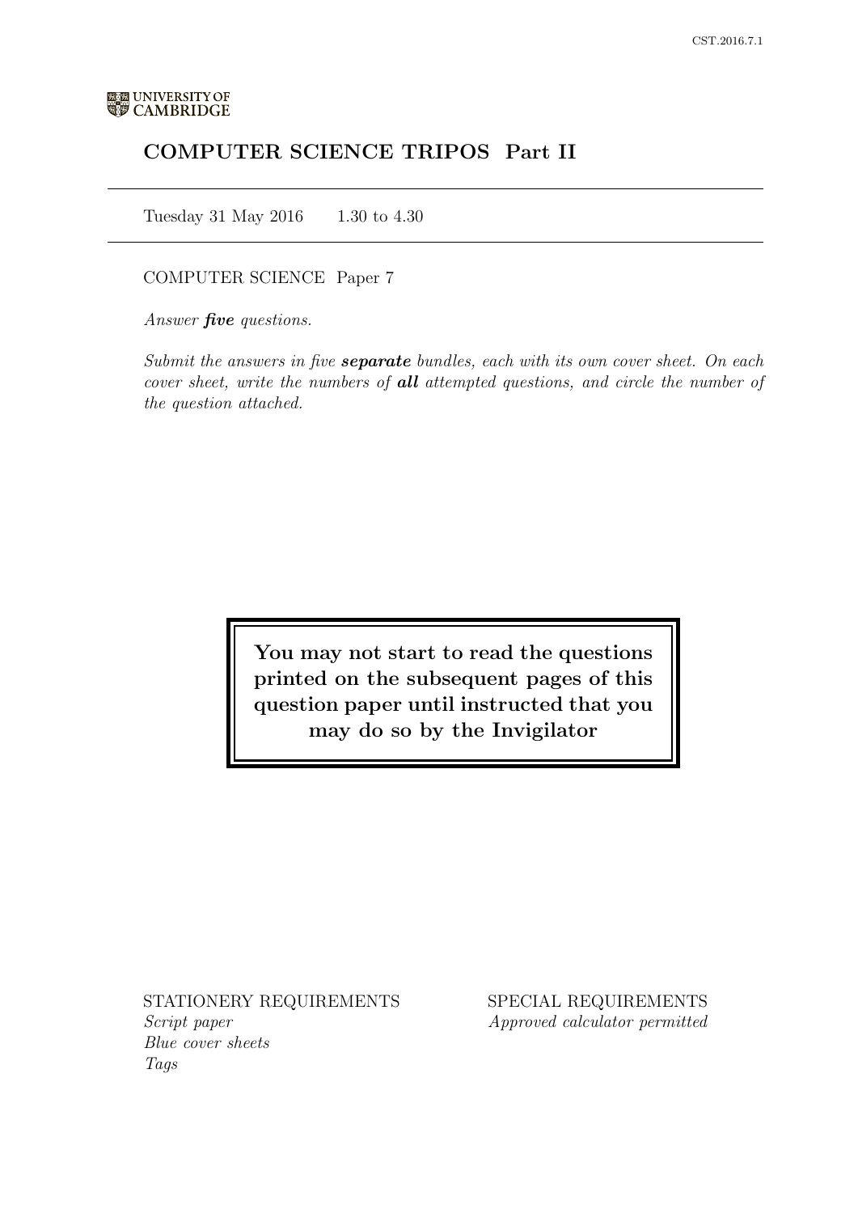UNIVERSITY OF CAMBRIDGE

# COMPUTER SCIENCE TRIPOS Part II

Tuesday 31 May 2016 1.30 to 4.30

COMPUTER SCIENCE Paper 7

*Answer **five** questions.*

*Submit the answers in five **separate** bundles, each with its own cover sheet. On each cover sheet, write the numbers of **all** attempted questions, and circle the number of the question attached.*

**You may not start to read the questions printed on the subsequent pages of this question paper until instructed that you may do so by the Invigilator**

STATIONERY REQUIREMENTS
*Script paper*
*Blue cover sheets*
*Tags*

SPECIAL REQUIREMENTS
*Approved calculator permitted*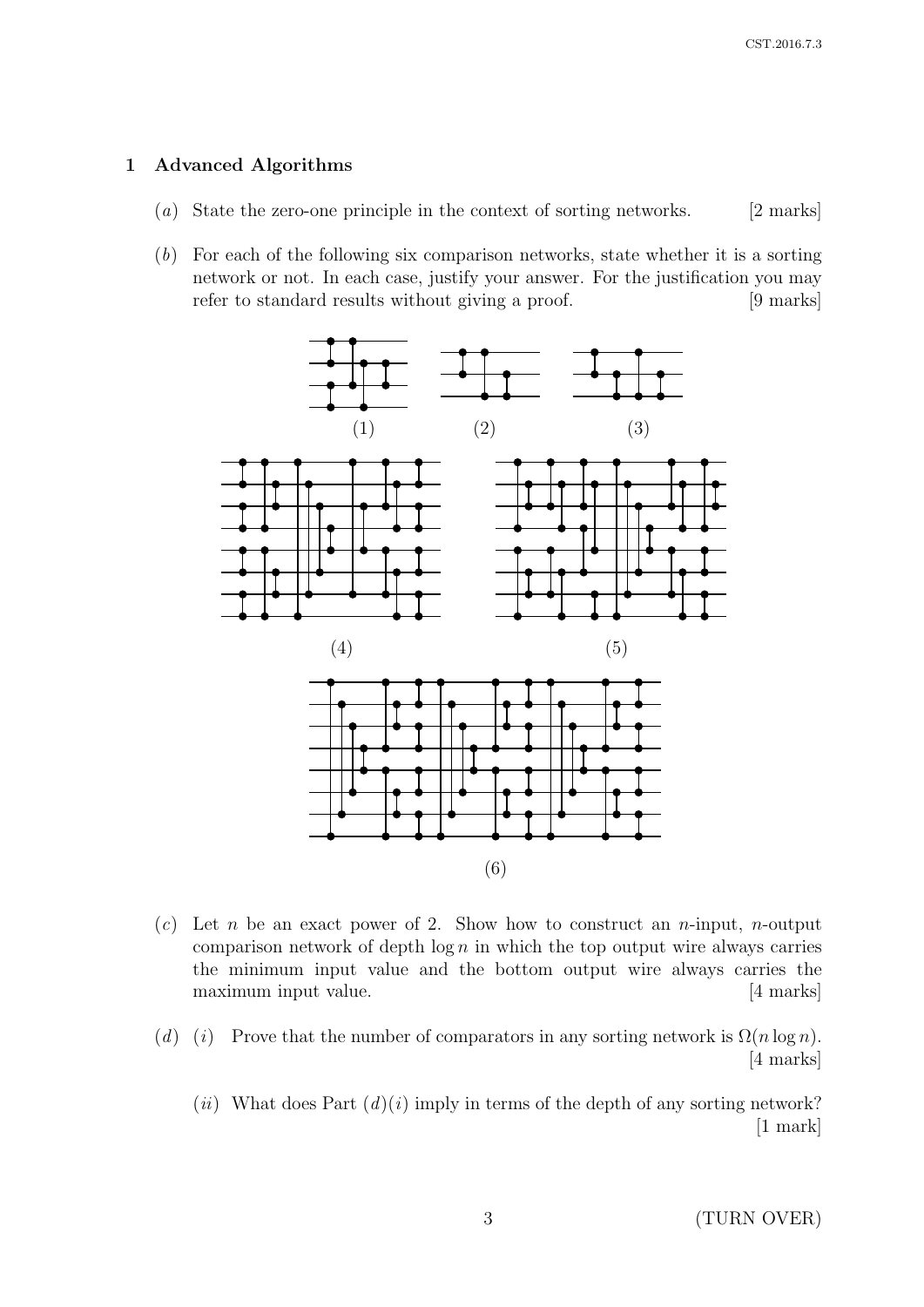## 1 Advanced Algorithms

(*a*) State the zero-one principle in the context of sorting networks. [2 marks]

(*b*) For each of the following six comparison networks, state whether it is a sorting network or not. In each case, justify your answer. For the justification you may refer to standard results without giving a proof. [9 marks]

(1) (2) (3)

(4) (5)

(6)

(*c*) Let $n$ be an exact power of 2. Show how to construct an $n$-input, $n$-output comparison network of depth $\log n$ in which the top output wire always carries the minimum input value and the bottom output wire always carries the maximum input value. [4 marks]

(*d*) (*i*) Prove that the number of comparators in any sorting network is $\Omega(n \log n)$. [4 marks]

(*ii*) What does Part (*d*)(*i*) imply in terms of the depth of any sorting network? [1 mark]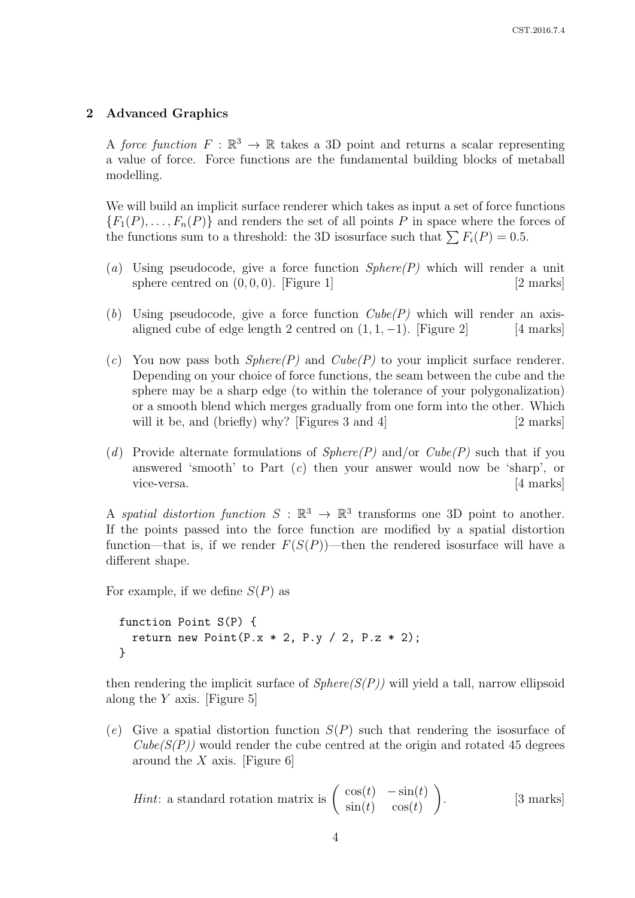## 2 Advanced Graphics

A *force function* $F : \mathbb{R}^3 \rightarrow \mathbb{R}$ takes a 3D point and returns a scalar representing a value of force. Force functions are the fundamental building blocks of metaball modelling.

We will build an implicit surface renderer which takes as input a set of force functions $\{F_1(P), \ldots, F_n(P)\}$ and renders the set of all points $P$ in space where the forces of the functions sum to a threshold: the 3D isosurface such that $\sum F_i(P) = 0.5$.

(*a*) Using pseudocode, give a force function *Sphere(P)* which will render a unit sphere centred on $(0, 0, 0)$. [Figure 1] [2 marks]

(*b*) Using pseudocode, give a force function *Cube(P)* which will render an axis-aligned cube of edge length 2 centred on $(1, 1, -1)$. [Figure 2] [4 marks]

(*c*) You now pass both *Sphere(P)* and *Cube(P)* to your implicit surface renderer. Depending on your choice of force functions, the seam between the cube and the sphere may be a sharp edge (to within the tolerance of your polygonalization) or a smooth blend which merges gradually from one form into the other. Which will it be, and (briefly) why? [Figures 3 and 4] [2 marks]

(*d*) Provide alternate formulations of *Sphere(P)* and/or *Cube(P)* such that if you answered 'smooth' to Part (*c*) then your answer would now be 'sharp', or vice-versa. [4 marks]

A *spatial distortion function* $S : \mathbb{R}^3 \rightarrow \mathbb{R}^3$ transforms one 3D point to another. If the points passed into the force function are modified by a spatial distortion function—that is, if we render $F(S(P))$—then the rendered isosurface will have a different shape.

For example, if we define $S(P)$ as

```
function Point S(P) {
  return new Point(P.x * 2, P.y / 2, P.z * 2);
}
```

then rendering the implicit surface of *Sphere(S(P))* will yield a tall, narrow ellipsoid along the $Y$ axis. [Figure 5]

(*e*) Give a spatial distortion function $S(P)$ such that rendering the isosurface of *Cube(S(P))* would render the cube centred at the origin and rotated 45 degrees around the $X$ axis. [Figure 6]

*Hint*: a standard rotation matrix is $\begin{pmatrix} \cos(t) & -\sin(t) \\ \sin(t) & \cos(t) \end{pmatrix}$. [3 marks]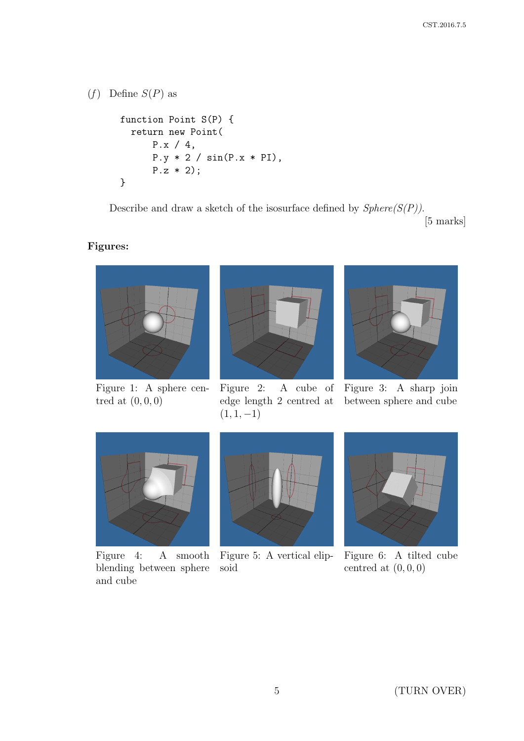(*f*) Define $S(P)$ as

```
function Point S(P) {
  return new Point(
      P.x / 4,
      P.y * 2 / sin(P.x * PI),
      P.z * 2);
}
```

Describe and draw a sketch of the isosurface defined by *Sphere(S(P))*.

[5 marks]

**Figures:**

Figure 1: A sphere centred at $(0, 0, 0)$

Figure 2: A cube of edge length 2 centred at $(1, 1, -1)$

Figure 3: A sharp join between sphere and cube

Figure 4: A smooth blending between sphere and cube

Figure 5: A vertical ellipsoid

Figure 6: A tilted cube centred at $(0, 0, 0)$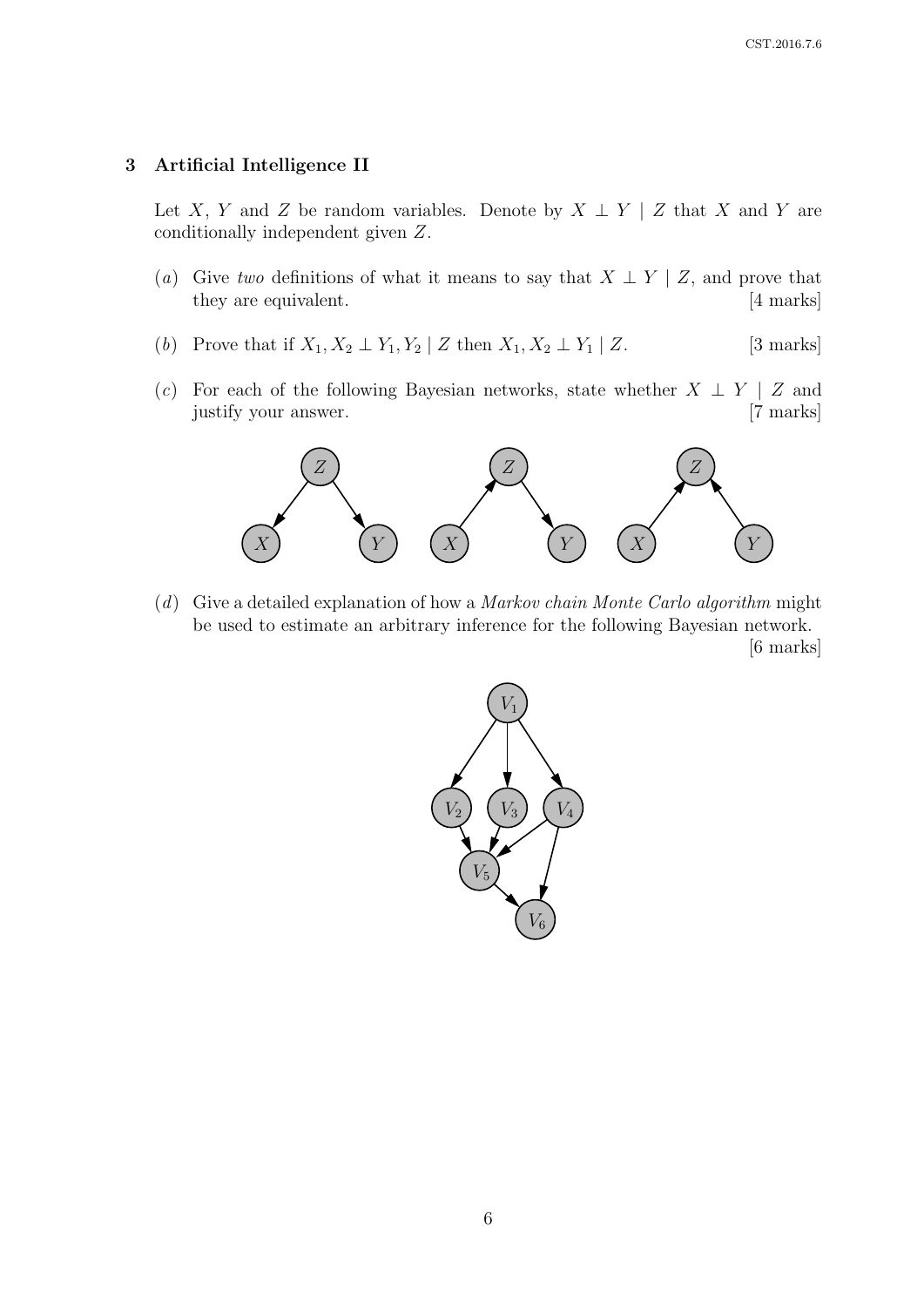## 3 Artificial Intelligence II

Let $X$, $Y$ and $Z$ be random variables. Denote by $X \perp Y \mid Z$ that $X$ and $Y$ are conditionally independent given $Z$.

(*a*) Give *two* definitions of what it means to say that $X \perp Y \mid Z$, and prove that they are equivalent. [4 marks]

(*b*) Prove that if $X_1, X_2 \perp Y_1, Y_2 \mid Z$ then $X_1, X_2 \perp Y_1 \mid Z$. [3 marks]

(*c*) For each of the following Bayesian networks, state whether $X \perp Y \mid Z$ and justify your answer. [7 marks]

(*d*) Give a detailed explanation of how a *Markov chain Monte Carlo algorithm* might be used to estimate an arbitrary inference for the following Bayesian network. [6 marks]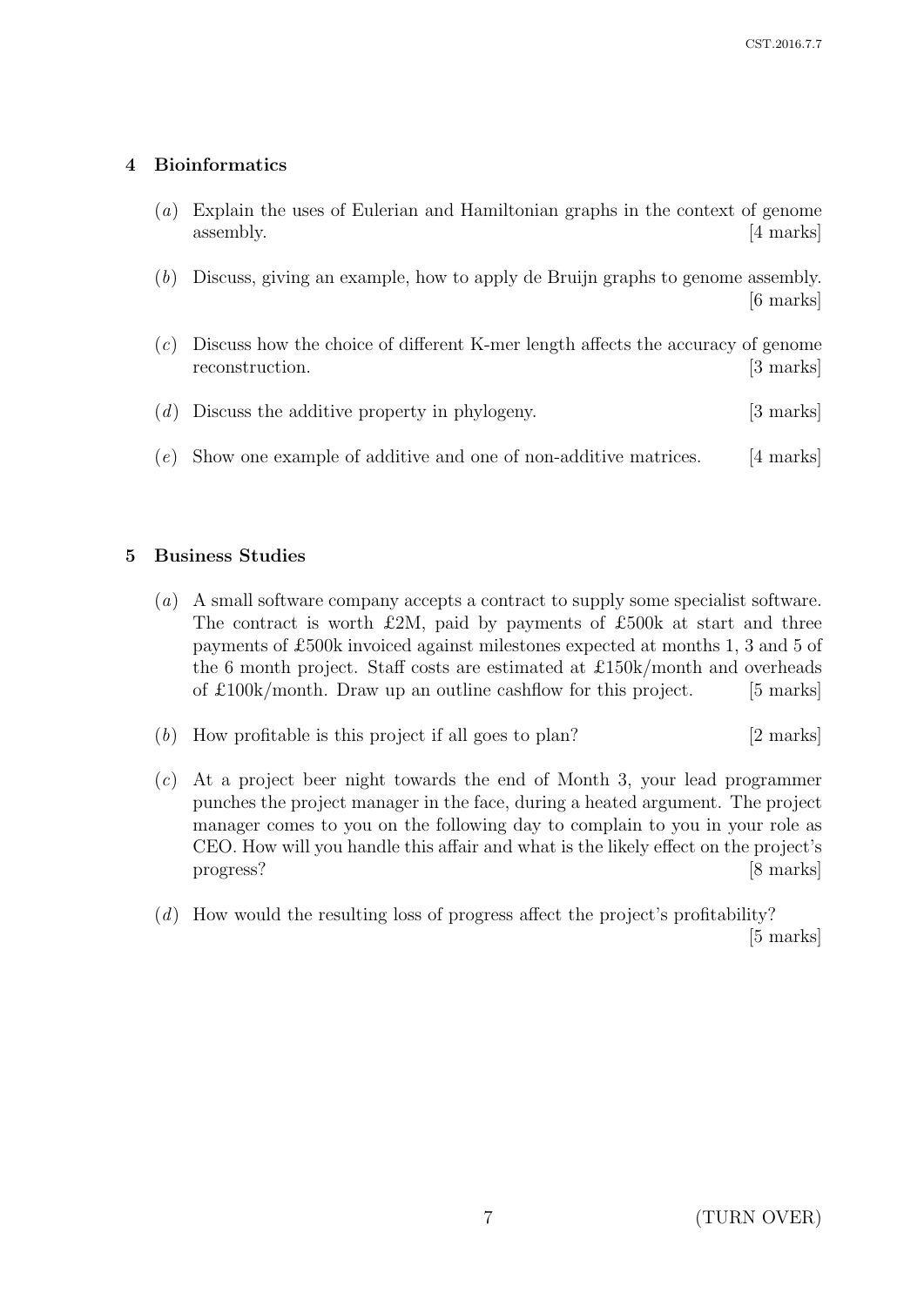## 4 Bioinformatics

(*a*) Explain the uses of Eulerian and Hamiltonian graphs in the context of genome assembly. [4 marks]

(*b*) Discuss, giving an example, how to apply de Bruijn graphs to genome assembly. [6 marks]

(*c*) Discuss how the choice of different K-mer length affects the accuracy of genome reconstruction. [3 marks]

(*d*) Discuss the additive property in phylogeny. [3 marks]

(*e*) Show one example of additive and one of non-additive matrices. [4 marks]

## 5 Business Studies

(*a*) A small software company accepts a contract to supply some specialist software. The contract is worth £2M, paid by payments of £500k at start and three payments of £500k invoiced against milestones expected at months 1, 3 and 5 of the 6 month project. Staff costs are estimated at £150k/month and overheads of £100k/month. Draw up an outline cashflow for this project. [5 marks]

(*b*) How profitable is this project if all goes to plan? [2 marks]

(*c*) At a project beer night towards the end of Month 3, your lead programmer punches the project manager in the face, during a heated argument. The project manager comes to you on the following day to complain to you in your role as CEO. How will you handle this affair and what is the likely effect on the project's progress? [8 marks]

(*d*) How would the resulting loss of progress affect the project's profitability? [5 marks]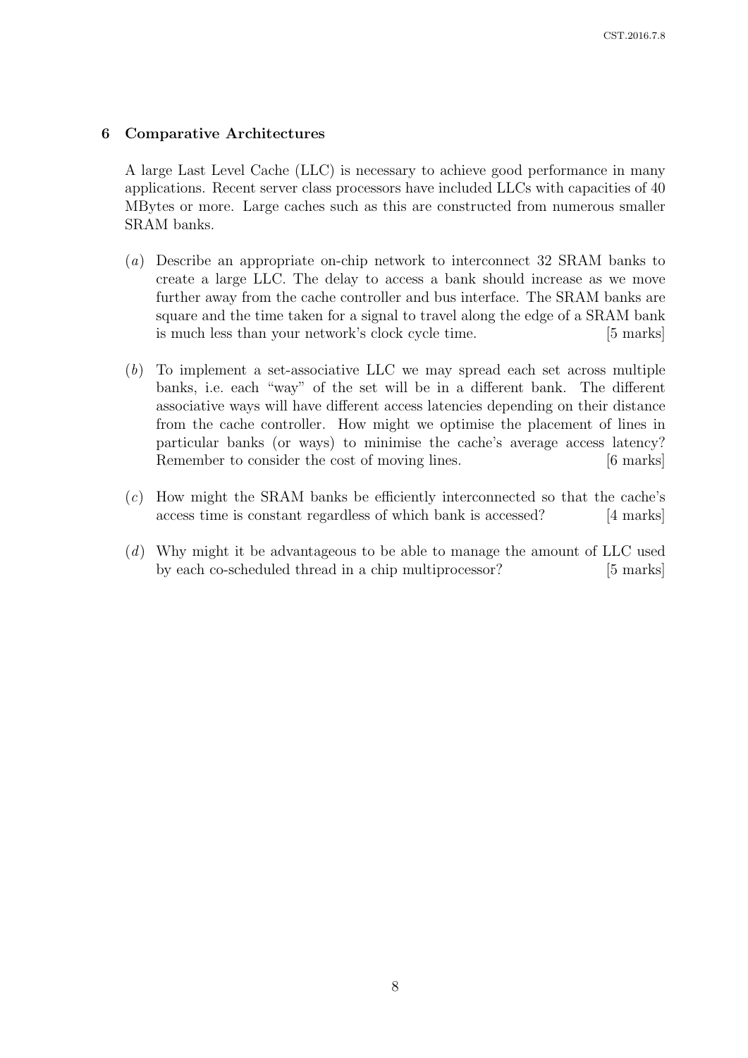## 6 Comparative Architectures

A large Last Level Cache (LLC) is necessary to achieve good performance in many applications. Recent server class processors have included LLCs with capacities of 40 MBytes or more. Large caches such as this are constructed from numerous smaller SRAM banks.

(*a*) Describe an appropriate on-chip network to interconnect 32 SRAM banks to create a large LLC. The delay to access a bank should increase as we move further away from the cache controller and bus interface. The SRAM banks are square and the time taken for a signal to travel along the edge of a SRAM bank is much less than your network's clock cycle time. [5 marks]

(*b*) To implement a set-associative LLC we may spread each set across multiple banks, i.e. each "way" of the set will be in a different bank. The different associative ways will have different access latencies depending on their distance from the cache controller. How might we optimise the placement of lines in particular banks (or ways) to minimise the cache's average access latency? Remember to consider the cost of moving lines. [6 marks]

(*c*) How might the SRAM banks be efficiently interconnected so that the cache's access time is constant regardless of which bank is accessed? [4 marks]

(*d*) Why might it be advantageous to be able to manage the amount of LLC used by each co-scheduled thread in a chip multiprocessor? [5 marks]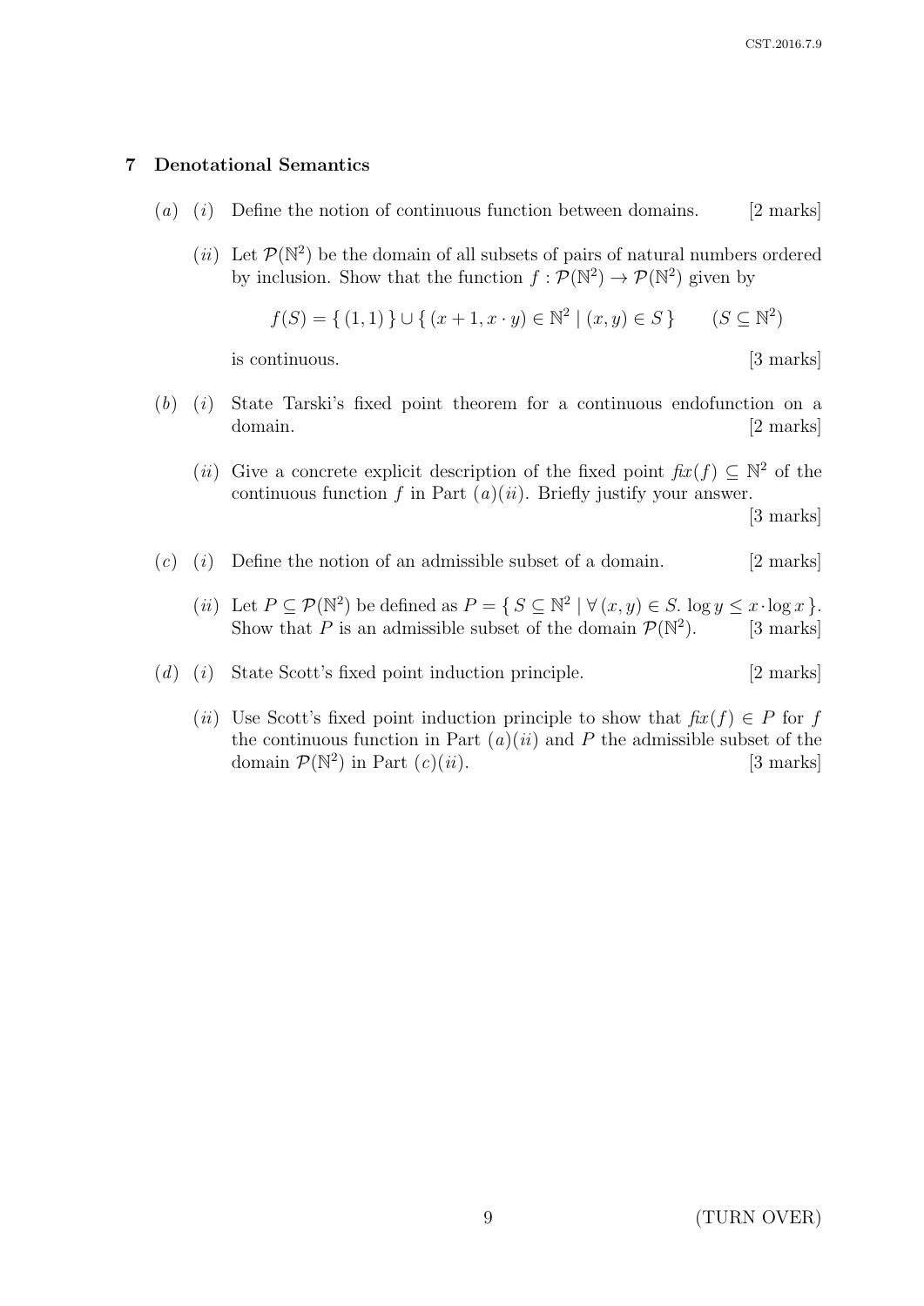## 7 Denotational Semantics

(*a*) (*i*) Define the notion of continuous function between domains. [2 marks]

(*ii*) Let $\mathcal{P}(\mathbb{N}^2)$ be the domain of all subsets of pairs of natural numbers ordered by inclusion. Show that the function $f : \mathcal{P}(\mathbb{N}^2) \to \mathcal{P}(\mathbb{N}^2)$ given by

$$f(S) = \{ (1,1) \} \cup \{ (x+1, x \cdot y) \in \mathbb{N}^2 \mid (x,y) \in S \} \qquad (S \subseteq \mathbb{N}^2)$$

is continuous. [3 marks]

(*b*) (*i*) State Tarski's fixed point theorem for a continuous endofunction on a domain. [2 marks]

(*ii*) Give a concrete explicit description of the fixed point $\mathit{fix}(f) \subseteq \mathbb{N}^2$ of the continuous function $f$ in Part (*a*)(*ii*). Briefly justify your answer. [3 marks]

(*c*) (*i*) Define the notion of an admissible subset of a domain. [2 marks]

(*ii*) Let $P \subseteq \mathcal{P}(\mathbb{N}^2)$ be defined as $P = \{ S \subseteq \mathbb{N}^2 \mid \forall (x,y) \in S.\ \log y \leq x \cdot \log x \}$. Show that $P$ is an admissible subset of the domain $\mathcal{P}(\mathbb{N}^2)$. [3 marks]

(*d*) (*i*) State Scott's fixed point induction principle. [2 marks]

(*ii*) Use Scott's fixed point induction principle to show that $\mathit{fix}(f) \in P$ for $f$ the continuous function in Part (*a*)(*ii*) and $P$ the admissible subset of the domain $\mathcal{P}(\mathbb{N}^2)$ in Part (*c*)(*ii*). [3 marks]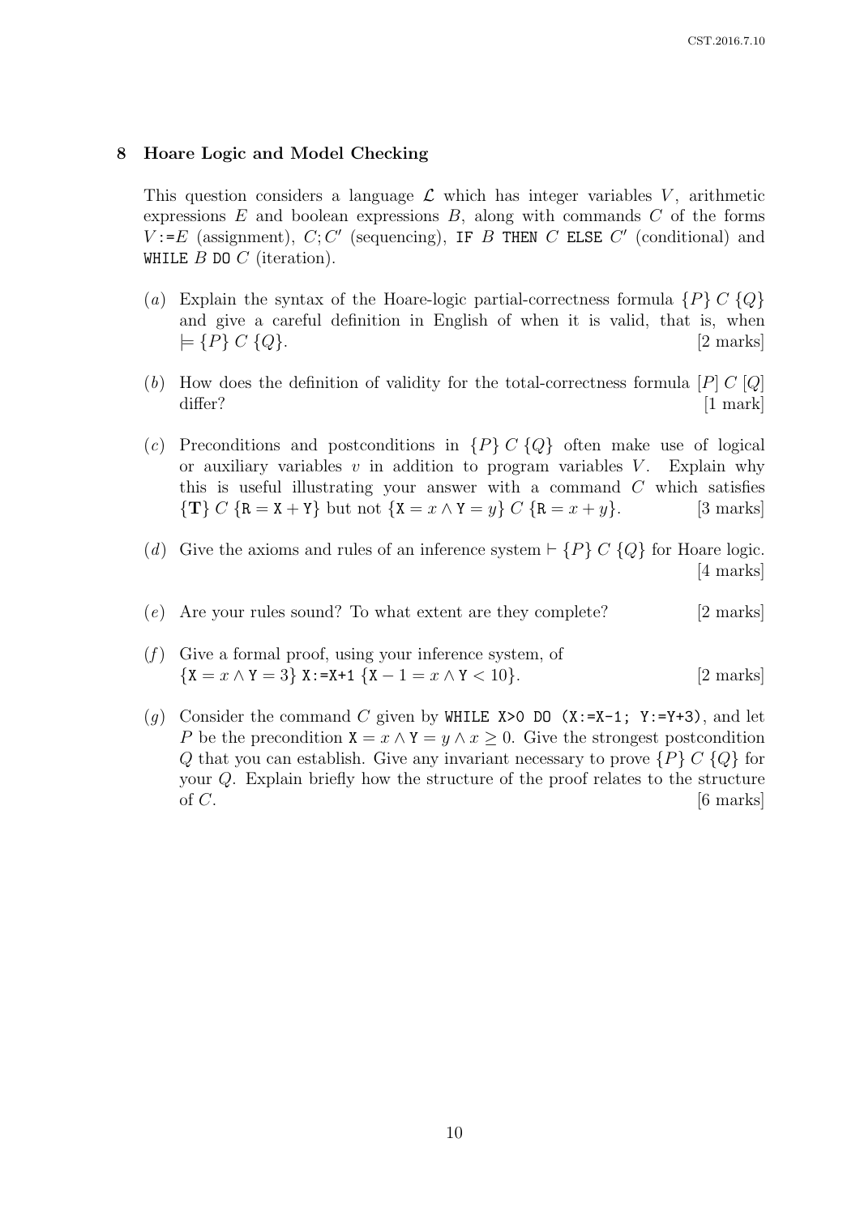## 8 Hoare Logic and Model Checking

This question considers a language $\mathcal{L}$ which has integer variables $V$, arithmetic expressions $E$ and boolean expressions $B$, along with commands $C$ of the forms $V$:=$E$ (assignment), $C; C'$ (sequencing), IF $B$ THEN $C$ ELSE $C'$ (conditional) and WHILE $B$ DO $C$ (iteration).

(*a*) Explain the syntax of the Hoare-logic partial-correctness formula $\{P\}\ C\ \{Q\}$ and give a careful definition in English of when it is valid, that is, when $\models \{P\}\ C\ \{Q\}$. [2 marks]

(*b*) How does the definition of validity for the total-correctness formula $[P]\ C\ [Q]$ differ? [1 mark]

(*c*) Preconditions and postconditions in $\{P\}\ C\ \{Q\}$ often make use of logical or auxiliary variables $v$ in addition to program variables $V$. Explain why this is useful illustrating your answer with a command $C$ which satisfies $\{\mathbf{T}\}\ C\ \{\mathtt{R} = \mathtt{X} + \mathtt{Y}\}$ but not $\{\mathtt{X} = x \wedge \mathtt{Y} = y\}\ C\ \{\mathtt{R} = x + y\}$. [3 marks]

(*d*) Give the axioms and rules of an inference system $\vdash \{P\}\ C\ \{Q\}$ for Hoare logic. [4 marks]

(*e*) Are your rules sound? To what extent are they complete? [2 marks]

(*f*) Give a formal proof, using your inference system, of $\{\mathtt{X} = x \wedge \mathtt{Y} = 3\}\ \mathtt{X:=X+1}\ \{\mathtt{X} - 1 = x \wedge \mathtt{Y} < 10\}$. [2 marks]

(*g*) Consider the command $C$ given by WHILE X>0 DO (X:=X-1; Y:=Y+3), and let $P$ be the precondition $\mathtt{X} = x \wedge \mathtt{Y} = y \wedge x \geq 0$. Give the strongest postcondition $Q$ that you can establish. Give any invariant necessary to prove $\{P\}\ C\ \{Q\}$ for your $Q$. Explain briefly how the structure of the proof relates to the structure of $C$. [6 marks]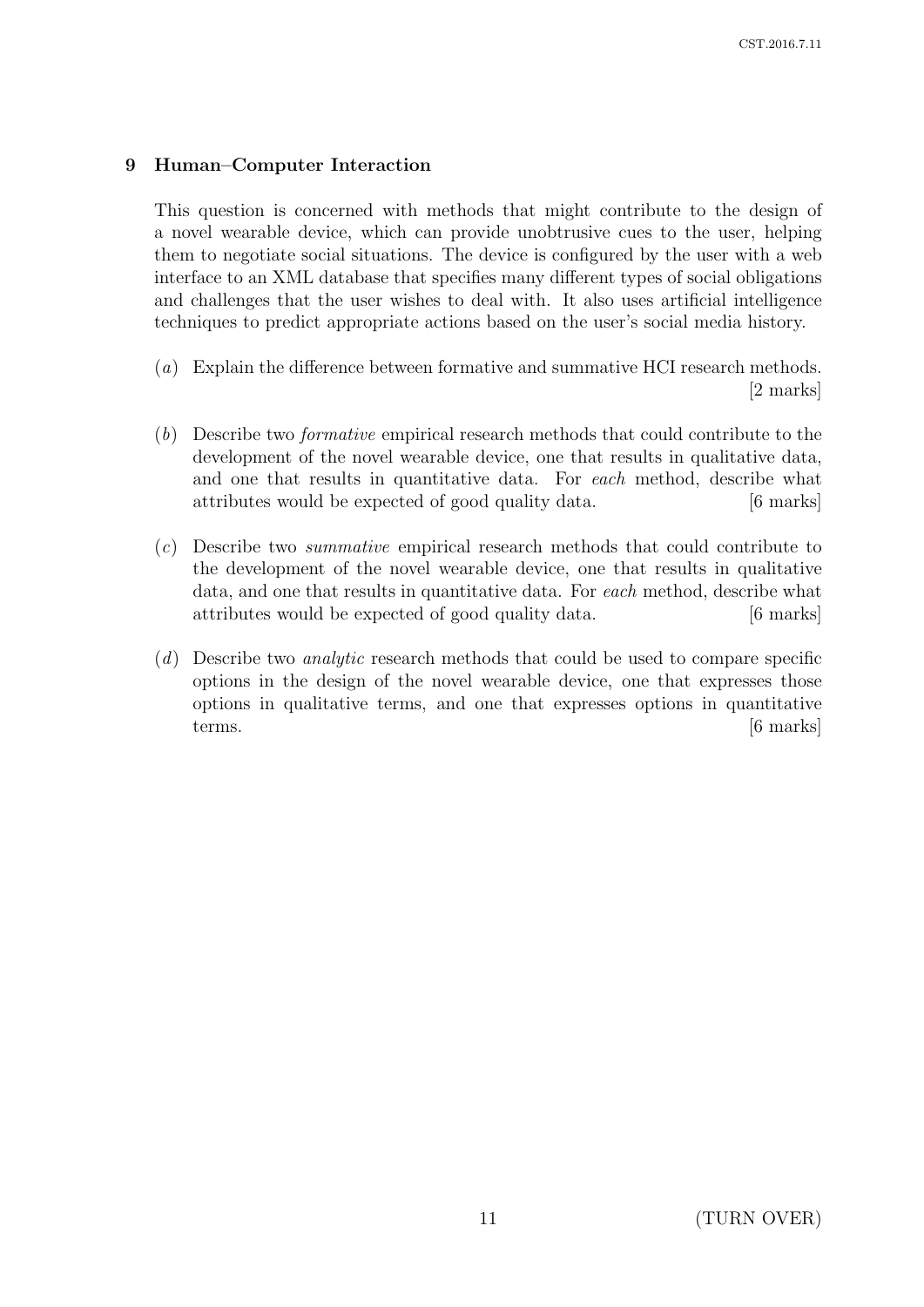## 9 Human–Computer Interaction

This question is concerned with methods that might contribute to the design of a novel wearable device, which can provide unobtrusive cues to the user, helping them to negotiate social situations. The device is configured by the user with a web interface to an XML database that specifies many different types of social obligations and challenges that the user wishes to deal with. It also uses artificial intelligence techniques to predict appropriate actions based on the user's social media history.

(*a*) Explain the difference between formative and summative HCI research methods. [2 marks]

(*b*) Describe two *formative* empirical research methods that could contribute to the development of the novel wearable device, one that results in qualitative data, and one that results in quantitative data. For *each* method, describe what attributes would be expected of good quality data. [6 marks]

(*c*) Describe two *summative* empirical research methods that could contribute to the development of the novel wearable device, one that results in qualitative data, and one that results in quantitative data. For *each* method, describe what attributes would be expected of good quality data. [6 marks]

(*d*) Describe two *analytic* research methods that could be used to compare specific options in the design of the novel wearable device, one that expresses those options in qualitative terms, and one that expresses options in quantitative terms. [6 marks]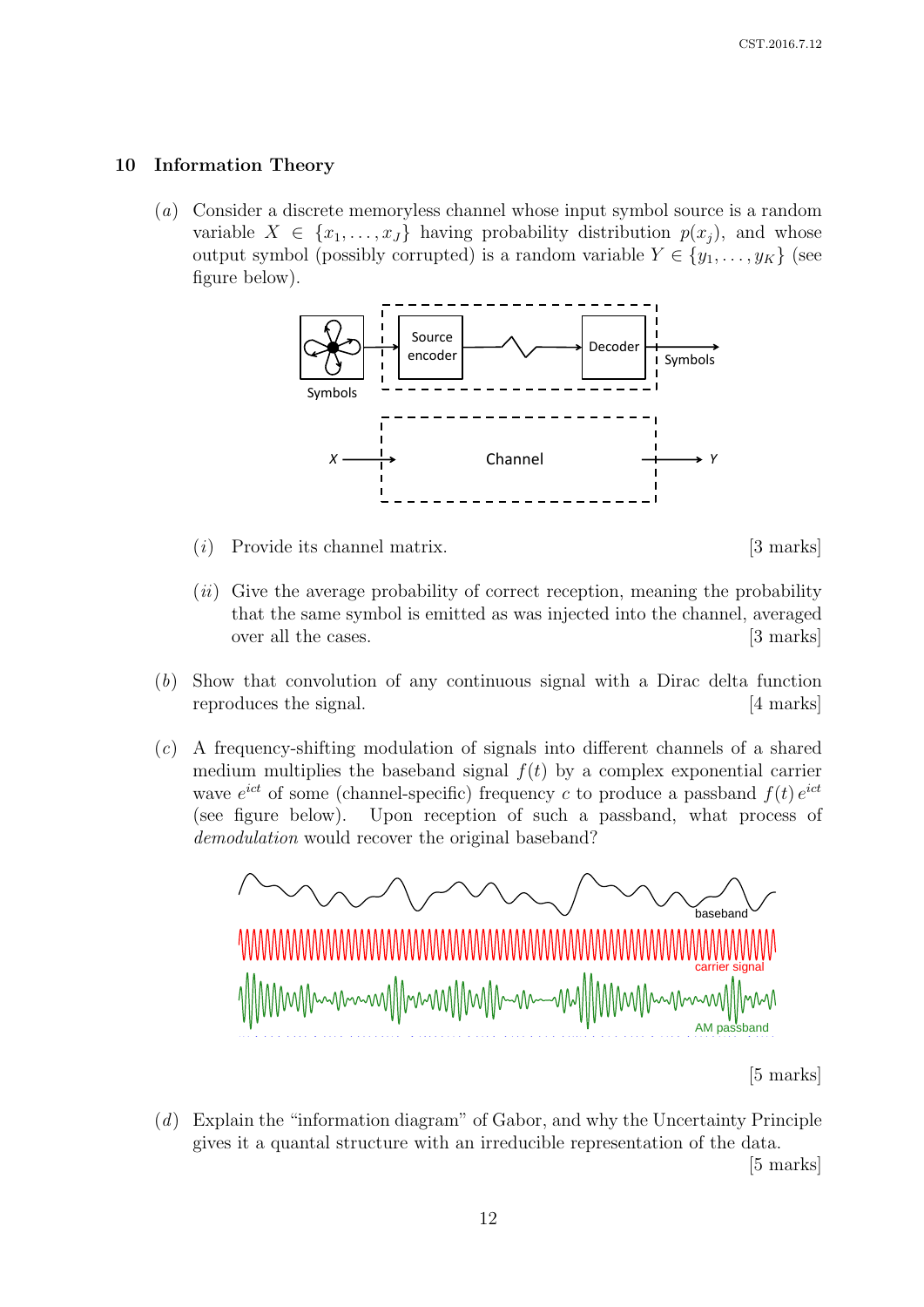## 10 Information Theory

(*a*) Consider a discrete memoryless channel whose input symbol source is a random variable $X \in \{x_1, \ldots, x_J\}$ having probability distribution $p(x_j)$, and whose output symbol (possibly corrupted) is a random variable $Y \in \{y_1, \ldots, y_K\}$ (see figure below).

(*i*) Provide its channel matrix. [3 marks]

(*ii*) Give the average probability of correct reception, meaning the probability that the same symbol is emitted as was injected into the channel, averaged over all the cases. [3 marks]

(*b*) Show that convolution of any continuous signal with a Dirac delta function reproduces the signal. [4 marks]

(*c*) A frequency-shifting modulation of signals into different channels of a shared medium multiplies the baseband signal $f(t)$ by a complex exponential carrier wave $e^{ict}$ of some (channel-specific) frequency $c$ to produce a passband $f(t)\, e^{ict}$ (see figure below). Upon reception of such a passband, what process of *demodulation* would recover the original baseband?

[5 marks]

(*d*) Explain the "information diagram" of Gabor, and why the Uncertainty Principle gives it a quantal structure with an irreducible representation of the data. [5 marks]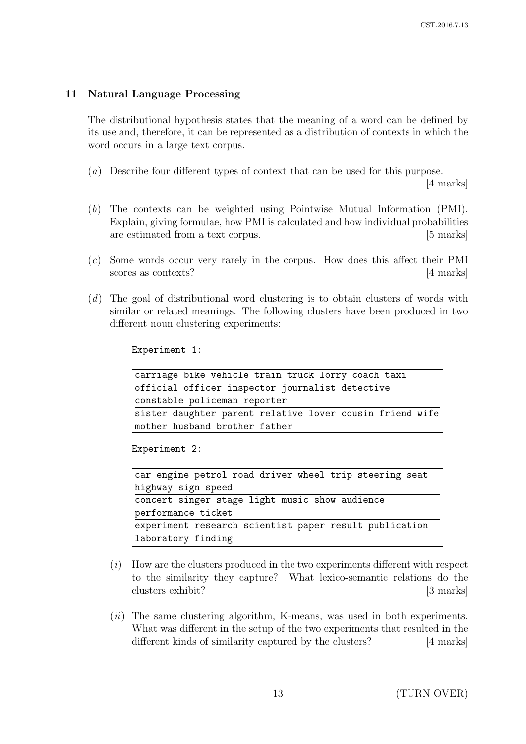## 11 Natural Language Processing

The distributional hypothesis states that the meaning of a word can be defined by its use and, therefore, it can be represented as a distribution of contexts in which the word occurs in a large text corpus.

(*a*) Describe four different types of context that can be used for this purpose. [4 marks]

(*b*) The contexts can be weighted using Pointwise Mutual Information (PMI). Explain, giving formulae, how PMI is calculated and how individual probabilities are estimated from a text corpus. [5 marks]

(*c*) Some words occur very rarely in the corpus. How does this affect their PMI scores as contexts? [4 marks]

(*d*) The goal of distributional word clustering is to obtain clusters of words with similar or related meanings. The following clusters have been produced in two different noun clustering experiments:

Experiment 1:

```
carriage bike vehicle train truck lorry coach taxi
-----------------------------------------------------
official officer inspector journalist detective
constable policeman reporter
-----------------------------------------------------
sister daughter parent relative lover cousin friend wife
mother husband brother father
```

Experiment 2:

```
car engine petrol road driver wheel trip steering seat
highway sign speed
-----------------------------------------------------
concert singer stage light music show audience
performance ticket
-----------------------------------------------------
experiment research scientist paper result publication
laboratory finding
```

(*i*) How are the clusters produced in the two experiments different with respect to the similarity they capture? What lexico-semantic relations do the clusters exhibit? [3 marks]

(*ii*) The same clustering algorithm, K-means, was used in both experiments. What was different in the setup of the two experiments that resulted in the different kinds of similarity captured by the clusters? [4 marks]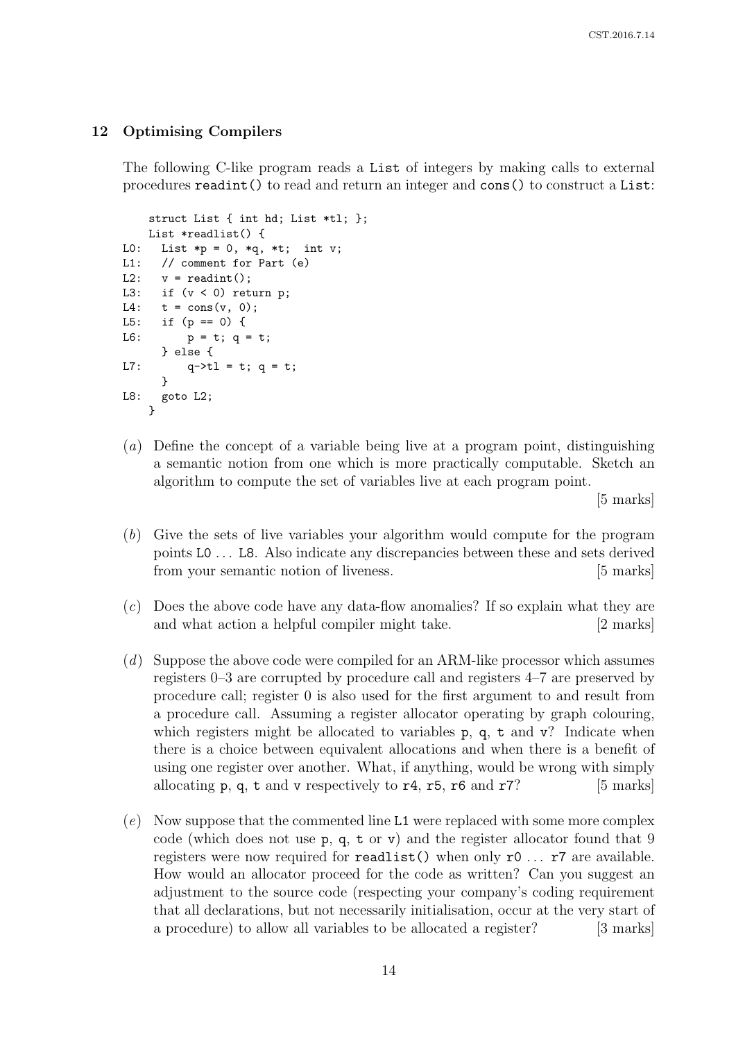## 12 Optimising Compilers

The following C-like program reads a List of integers by making calls to external procedures readint() to read and return an integer and cons() to construct a List:

```
    struct List { int hd; List *tl; };
    List *readlist() {
L0:   List *p = 0, *q, *t;  int v;
L1:   // comment for Part (e)
L2:   v = readint();
L3:   if (v < 0) return p;
L4:   t = cons(v, 0);
L5:   if (p == 0) {
L6:       p = t; q = t;
      } else {
L7:       q->tl = t; q = t;
      }
L8:   goto L2;
    }
```

(*a*) Define the concept of a variable being live at a program point, distinguishing a semantic notion from one which is more practically computable. Sketch an algorithm to compute the set of variables live at each program point. [5 marks]

(*b*) Give the sets of live variables your algorithm would compute for the program points L0 ... L8. Also indicate any discrepancies between these and sets derived from your semantic notion of liveness. [5 marks]

(*c*) Does the above code have any data-flow anomalies? If so explain what they are and what action a helpful compiler might take. [2 marks]

(*d*) Suppose the above code were compiled for an ARM-like processor which assumes registers 0–3 are corrupted by procedure call and registers 4–7 are preserved by procedure call; register 0 is also used for the first argument to and result from a procedure call. Assuming a register allocator operating by graph colouring, which registers might be allocated to variables p, q, t and v? Indicate when there is a choice between equivalent allocations and when there is a benefit of using one register over another. What, if anything, would be wrong with simply allocating p, q, t and v respectively to r4, r5, r6 and r7? [5 marks]

(*e*) Now suppose that the commented line L1 were replaced with some more complex code (which does not use p, q, t or v) and the register allocator found that 9 registers were now required for readlist() when only r0 ... r7 are available. How would an allocator proceed for the code as written? Can you suggest an adjustment to the source code (respecting your company's coding requirement that all declarations, but not necessarily initialisation, occur at the very start of a procedure) to allow all variables to be allocated a register? [3 marks]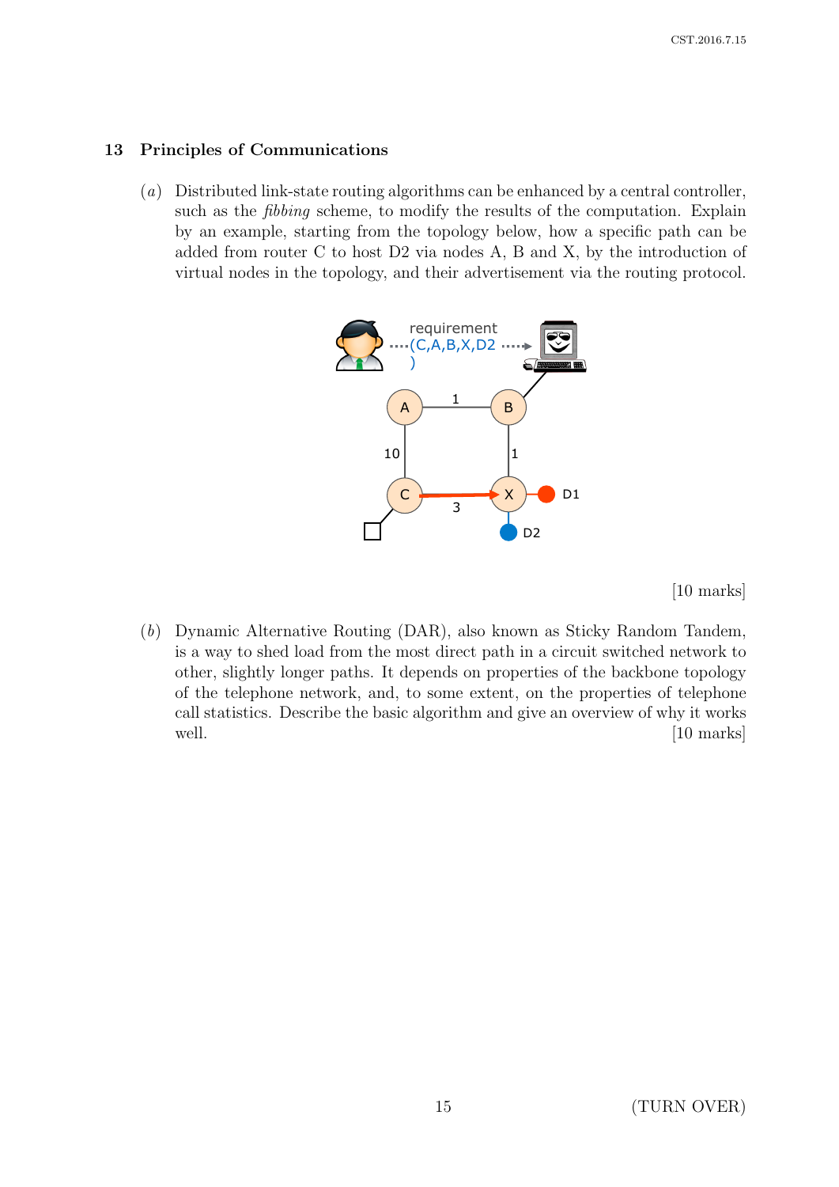## 13 Principles of Communications

(*a*) Distributed link-state routing algorithms can be enhanced by a central controller, such as the *fibbing* scheme, to modify the results of the computation. Explain by an example, starting from the topology below, how a specific path can be added from router C to host D2 via nodes A, B and X, by the introduction of virtual nodes in the topology, and their advertisement via the routing protocol.

[10 marks]

(*b*) Dynamic Alternative Routing (DAR), also known as Sticky Random Tandem, is a way to shed load from the most direct path in a circuit switched network to other, slightly longer paths. It depends on properties of the backbone topology of the telephone network, and, to some extent, on the properties of telephone call statistics. Describe the basic algorithm and give an overview of why it works well. [10 marks]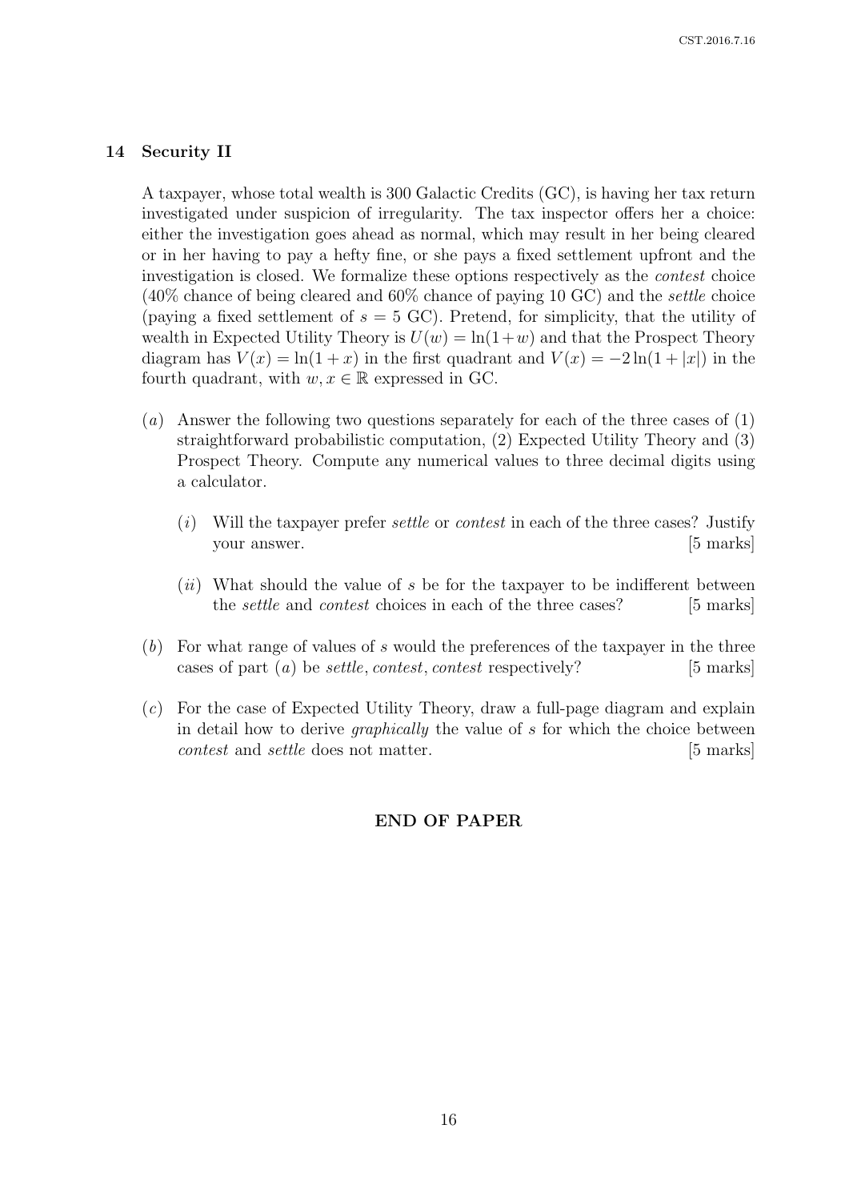## 14 Security II

A taxpayer, whose total wealth is 300 Galactic Credits (GC), is having her tax return investigated under suspicion of irregularity. The tax inspector offers her a choice: either the investigation goes ahead as normal, which may result in her being cleared or in her having to pay a hefty fine, or she pays a fixed settlement upfront and the investigation is closed. We formalize these options respectively as the *contest* choice (40% chance of being cleared and 60% chance of paying 10 GC) and the *settle* choice (paying a fixed settlement of $s = 5$ GC). Pretend, for simplicity, that the utility of wealth in Expected Utility Theory is $U(w) = \ln(1+w)$ and that the Prospect Theory diagram has $V(x) = \ln(1+x)$ in the first quadrant and $V(x) = -2\ln(1+|x|)$ in the fourth quadrant, with $w, x \in \mathbb{R}$ expressed in GC.

(*a*) Answer the following two questions separately for each of the three cases of (1) straightforward probabilistic computation, (2) Expected Utility Theory and (3) Prospect Theory. Compute any numerical values to three decimal digits using a calculator.

(*i*) Will the taxpayer prefer *settle* or *contest* in each of the three cases? Justify your answer. [5 marks]

(*ii*) What should the value of $s$ be for the taxpayer to be indifferent between the *settle* and *contest* choices in each of the three cases? [5 marks]

(*b*) For what range of values of $s$ would the preferences of the taxpayer in the three cases of part (*a*) be *settle*, *contest*, *contest* respectively? [5 marks]

(*c*) For the case of Expected Utility Theory, draw a full-page diagram and explain in detail how to derive *graphically* the value of $s$ for which the choice between *contest* and *settle* does not matter. [5 marks]

**END OF PAPER**